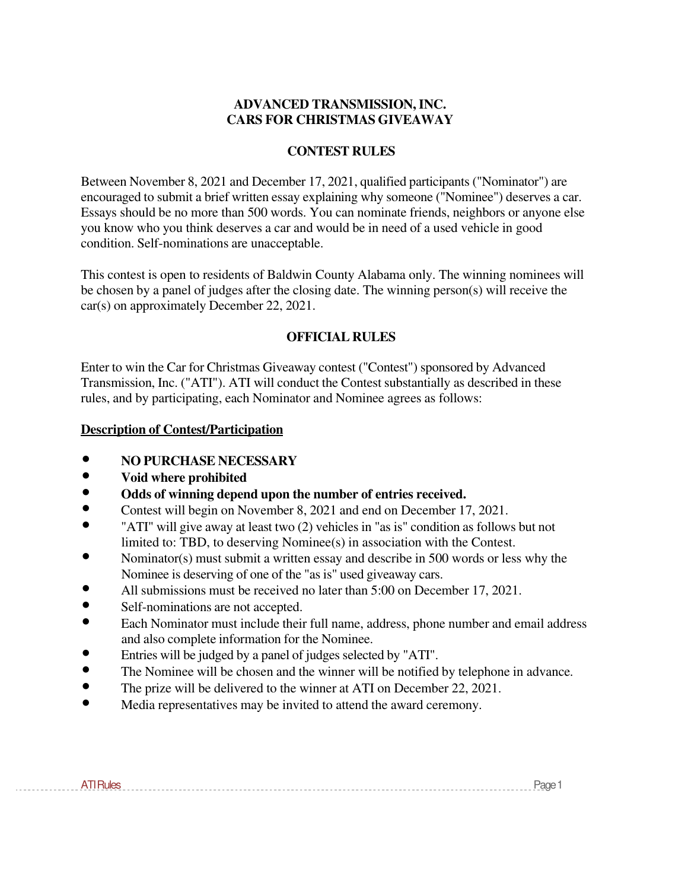# ADVANCED TRANSMISSION, INC.
# CARS FOR CHRISTMAS GIVEAWAY

## CONTEST RULES

Between November 8, 2021 and December 17, 2021, qualified participants ("Nominator") are encouraged to submit a brief written essay explaining why someone ("Nominee") deserves a car. Essays should be no more than 500 words. You can nominate friends, neighbors or anyone else you know who you think deserves a car and would be in need of a used vehicle in good condition. Self-nominations are unacceptable.

This contest is open to residents of Baldwin County Alabama only. The winning nominees will be chosen by a panel of judges after the closing date. The winning person(s) will receive the car(s) on approximately December 22, 2021.

## OFFICIAL RULES

Enter to win the Car for Christmas Giveaway contest ("Contest") sponsored by Advanced Transmission, Inc. ("ATI"). ATI will conduct the Contest substantially as described in these rules, and by participating, each Nominator and Nominee agrees as follows:

### Description of Contest/Participation

- **NO PURCHASE NECESSARY**
- **Void where prohibited**
- **Odds of winning depend upon the number of entries received.**
- Contest will begin on November 8, 2021 and end on December 17, 2021.
- "ATI" will give away at least two (2) vehicles in "as is" condition as follows but not limited to: TBD, to deserving Nominee(s) in association with the Contest.
- Nominator(s) must submit a written essay and describe in 500 words or less why the Nominee is deserving of one of the "as is" used giveaway cars.
- All submissions must be received no later than 5:00 on December 17, 2021.
- Self-nominations are not accepted.
- Each Nominator must include their full name, address, phone number and email address and also complete information for the Nominee.
- Entries will be judged by a panel of judges selected by "ATI".
- The Nominee will be chosen and the winner will be notified by telephone in advance.
- The prize will be delivered to the winner at ATI on December 22, 2021.
- Media representatives may be invited to attend the award ceremony.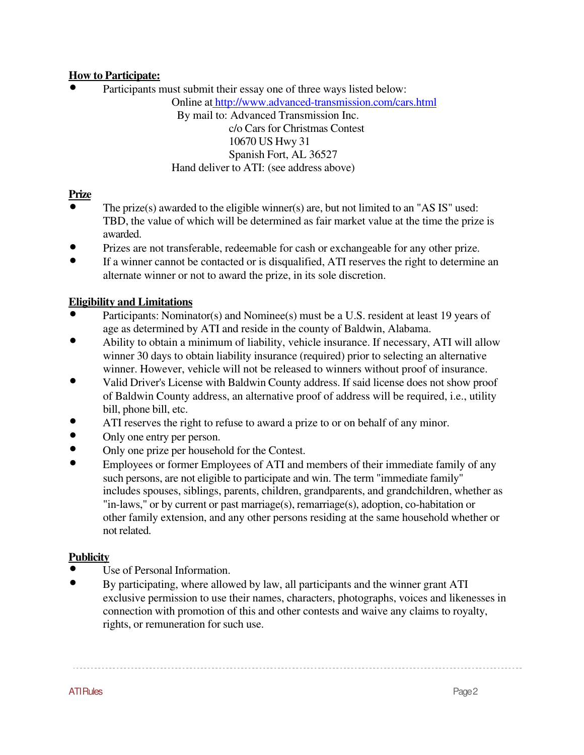**How to Participate:**

- Participants must submit their essay one of three ways listed below:

  Online at [http://www.advanced-transmission.com/cars.html](http://www.advanced-transmission.com/cars.html)

  By mail to: Advanced Transmission Inc.
  c/o Cars for Christmas Contest
  10670 US Hwy 31
  Spanish Fort, AL 36527

  Hand deliver to ATI: (see address above)

**Prize**

- The prize(s) awarded to the eligible winner(s) are, but not limited to an "AS IS" used: TBD, the value of which will be determined as fair market value at the time the prize is awarded.
- Prizes are not transferable, redeemable for cash or exchangeable for any other prize.
- If a winner cannot be contacted or is disqualified, ATI reserves the right to determine an alternate winner or not to award the prize, in its sole discretion.

**Eligibility and Limitations**

- Participants: Nominator(s) and Nominee(s) must be a U.S. resident at least 19 years of age as determined by ATI and reside in the county of Baldwin, Alabama.
- Ability to obtain a minimum of liability, vehicle insurance. If necessary, ATI will allow winner 30 days to obtain liability insurance (required) prior to selecting an alternative winner. However, vehicle will not be released to winners without proof of insurance.
- Valid Driver's License with Baldwin County address. If said license does not show proof of Baldwin County address, an alternative proof of address will be required, i.e., utility bill, phone bill, etc.
- ATI reserves the right to refuse to award a prize to or on behalf of any minor.
- Only one entry per person.
- Only one prize per household for the Contest.
- Employees or former Employees of ATI and members of their immediate family of any such persons, are not eligible to participate and win. The term "immediate family" includes spouses, siblings, parents, children, grandparents, and grandchildren, whether as "in-laws," or by current or past marriage(s), remarriage(s), adoption, co-habitation or other family extension, and any other persons residing at the same household whether or not related.

**Publicity**

- Use of Personal Information.
- By participating, where allowed by law, all participants and the winner grant ATI exclusive permission to use their names, characters, photographs, voices and likenesses in connection with promotion of this and other contests and waive any claims to royalty, rights, or remuneration for such use.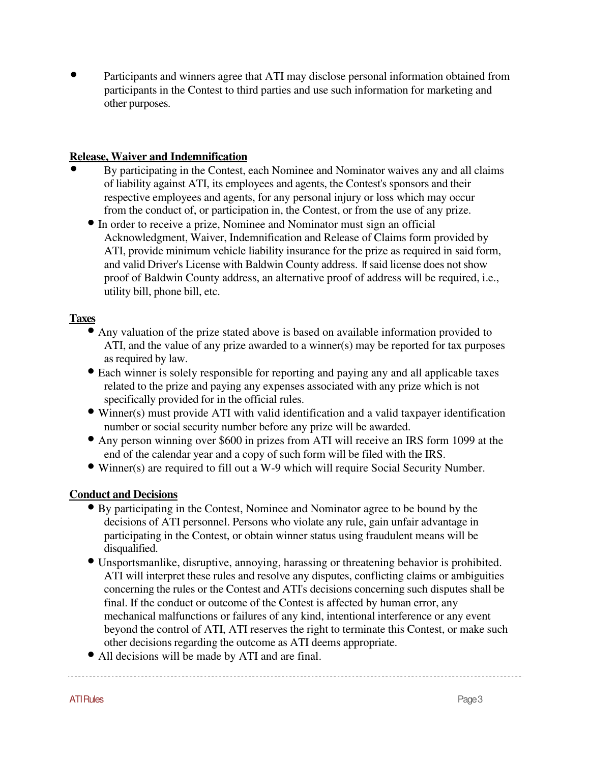- Participants and winners agree that ATI may disclose personal information obtained from participants in the Contest to third parties and use such information for marketing and other purposes.

**Release, Waiver and Indemnification**

- By participating in the Contest, each Nominee and Nominator waives any and all claims of liability against ATI, its employees and agents, the Contest's sponsors and their respective employees and agents, for any personal injury or loss which may occur from the conduct of, or participation in, the Contest, or from the use of any prize.
- In order to receive a prize, Nominee and Nominator must sign an official Acknowledgment, Waiver, Indemnification and Release of Claims form provided by ATI, provide minimum vehicle liability insurance for the prize as required in said form, and valid Driver's License with Baldwin County address. If said license does not show proof of Baldwin County address, an alternative proof of address will be required, i.e., utility bill, phone bill, etc.

**Taxes**

- Any valuation of the prize stated above is based on available information provided to ATI, and the value of any prize awarded to a winner(s) may be reported for tax purposes as required by law.
- Each winner is solely responsible for reporting and paying any and all applicable taxes related to the prize and paying any expenses associated with any prize which is not specifically provided for in the official rules.
- Winner(s) must provide ATI with valid identification and a valid taxpayer identification number or social security number before any prize will be awarded.
- Any person winning over $600 in prizes from ATI will receive an IRS form 1099 at the end of the calendar year and a copy of such form will be filed with the IRS.
- Winner(s) are required to fill out a W-9 which will require Social Security Number.

**Conduct and Decisions**

- By participating in the Contest, Nominee and Nominator agree to be bound by the decisions of ATI personnel. Persons who violate any rule, gain unfair advantage in participating in the Contest, or obtain winner status using fraudulent means will be disqualified.
- Unsportsmanlike, disruptive, annoying, harassing or threatening behavior is prohibited. ATI will interpret these rules and resolve any disputes, conflicting claims or ambiguities concerning the rules or the Contest and ATI's decisions concerning such disputes shall be final. If the conduct or outcome of the Contest is affected by human error, any mechanical malfunctions or failures of any kind, intentional interference or any event beyond the control of ATI, ATI reserves the right to terminate this Contest, or make such other decisions regarding the outcome as ATI deems appropriate.
- All decisions will be made by ATI and are final.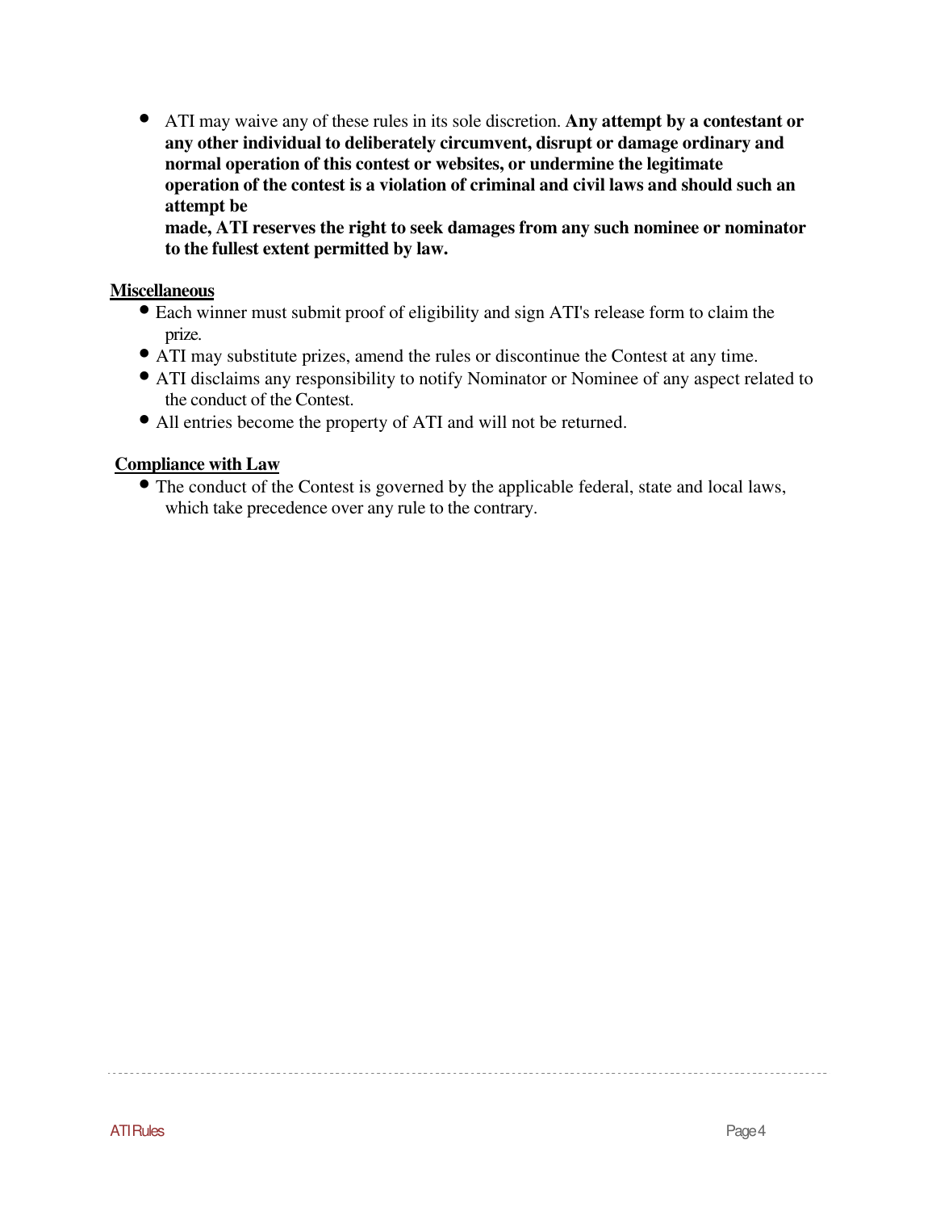- ATI may waive any of these rules in its sole discretion. **Any attempt by a contestant or any other individual to deliberately circumvent, disrupt or damage ordinary and normal operation of this contest or websites, or undermine the legitimate operation of the contest is a violation of criminal and civil laws and should such an attempt be made, ATI reserves the right to seek damages from any such nominee or nominator to the fullest extent permitted by law.**

**Miscellaneous**

- Each winner must submit proof of eligibility and sign ATI's release form to claim the prize.
- ATI may substitute prizes, amend the rules or discontinue the Contest at any time.
- ATI disclaims any responsibility to notify Nominator or Nominee of any aspect related to the conduct of the Contest.
- All entries become the property of ATI and will not be returned.

**Compliance with Law**

- The conduct of the Contest is governed by the applicable federal, state and local laws, which take precedence over any rule to the contrary.